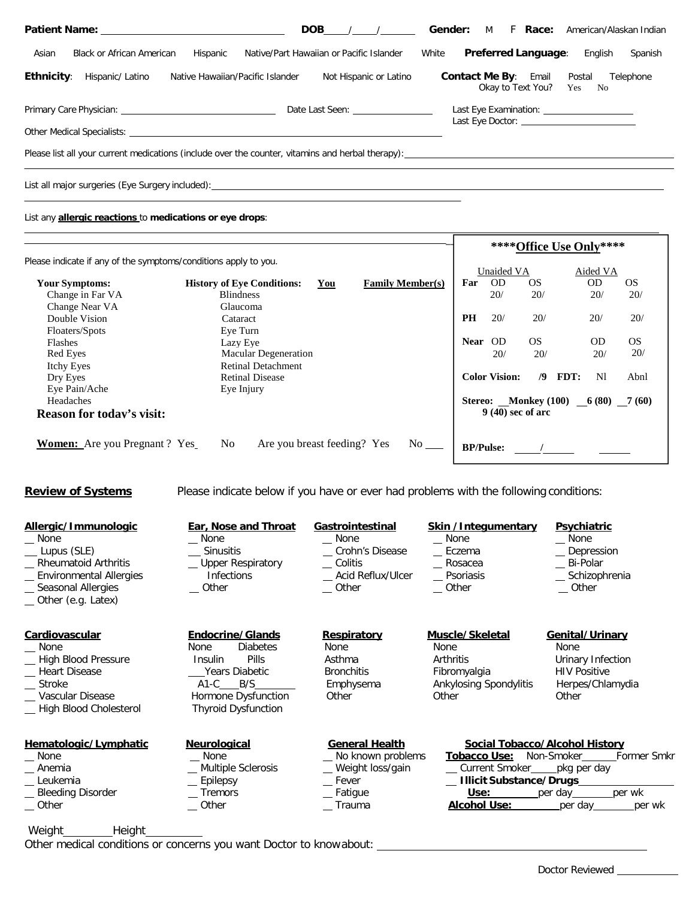**Patient Name:** ______________________________ **DOB** ____/____/______ **Gender:** M F **Race:** American/Alaskan Indian Asian Black or African American Hispanic Native/Part Hawaiian or Pacific Islander White **Preferred Language**: English Spanish

**Ethnicity**: Hispanic/ Latino Native Hawaiian/Pacific Islander Not Hispanic or Latino **Contact Me By**: Email Postal Telephone
Okay to Text You? Yes No

Primary Care Physician: ______________________________ Date Last Seen: ________________ Last Eye Examination: ________________
Last Eye Doctor: ____________________

Other Medical Specialists: ____________________________________________

Please list all your current medications (include over the counter, vitamins and herbal therapy): ______________________________________________

List all major surgeries (Eye Surgery included): ______________________________________________

List any **allergic reactions** to **medications or eye drops**:

______________________________________________

Please indicate if any of the symptoms/conditions apply to you.

| Your Symptoms: | History of Eye Conditions: | You | Family Member(s) |
|---|---|---|---|
| Change in Far VA | Blindness | | |
| Change Near VA | Glaucoma | | |
| Double Vision | Cataract | | |
| Floaters/Spots | Eye Turn | | |
| Flashes | Lazy Eye | | |
| Red Eyes | Macular Degeneration | | |
| Itchy Eyes | Retinal Detachment | | |
| Dry Eyes | Retinal Disease | | |
| Eye Pain/Ache | Eye Injury | | |
| Headaches | | | |

**Reason for today's visit:**

**Women:** Are you Pregnant ? Yes__ No Are you breast feeding? Yes No ___

**\*\*\*\*Office Use Only\*\*\*\***

| | Unaided VA | | Aided VA | |
|---|---|---|---|---|
| **Far** | OD 20/ | OS 20/ | OD 20/ | OS 20/ |
| **PH** | 20/ | 20/ | 20/ | 20/ |
| **Near** | OD 20/ | OS 20/ | OD 20/ | OS 20/ |

**Color Vision:** /9 **FDT:** Nl Abnl

**Stereo:** __Monkey (100) __6 (80) __7 (60) 9 (40) sec of arc

**BP/Pulse:** _____/______ ______

## Review of Systems

Please indicate below if you have or ever had problems with the following conditions:

**Allergic/Immunologic**
- __ None
- __ Lupus (SLE)
- __ Rheumatoid Arthritis
- __ Environmental Allergies
- __ Seasonal Allergies
- __ Other (e.g. Latex)

**Ear, Nose and Throat**
- __ None
- __ Sinusitis
- __ Upper Respiratory Infections
- __ Other

**Gastrointestinal**
- __ None
- __ Crohn's Disease
- __ Colitis
- __ Acid Reflux/Ulcer
- __ Other

**Skin /Integumentary**
- __ None
- __ Eczema
- __ Rosacea
- __ Psoriasis
- __ Other

**Psychiatric**
- __ None
- __ Depression
- __ Bi-Polar
- __ Schizophrenia
- __ Other

**Cardiovascular**
- __ None
- __ High Blood Pressure
- __ Heart Disease
- __ Stroke
- __ Vascular Disease
- __ High Blood Cholesterol

**Endocrine/Glands**
- None Diabetes
- Insulin Pills
- ___Years Diabetic
- A1-C___B/S_______
- Hormone Dysfunction
- Thyroid Dysfunction

**Respiratory**
- None
- Asthma
- Bronchitis
- Emphysema
- Other

**Muscle/Skeletal**
- None
- Arthritis
- Fibromyalgia
- Ankylosing Spondylitis
- Other

**Genital/Urinary**
- None
- Urinary Infection
- HIV Positive
- Herpes/Chlamydia
- Other

**Hematologic/Lymphatic**
- __ None
- __ Anemia
- __ Leukemia
- __ Bleeding Disorder
- __ Other

**Neurological**
- __ None
- __ Multiple Sclerosis
- __ Epilepsy
- __ Tremors
- __ Other

**General Health**
- __ No known problems
- __ Weight loss/gain
- __ Fever
- __ Fatigue
- __ Trauma

**Social Tobacco/Alcohol History**
- **Tobacco Use:** Non-Smoker______Former Smkr
- __ Current Smoker_____pkg per day
- __ **Illicit Substance/Drugs**_______________
- **Use:**________per day_______per wk
- **Alcohol Use:**________per day_______per wk

Weight________Height_________

Other medical conditions or concerns you want Doctor to know about: ______________________________________________

Doctor Reviewed ___________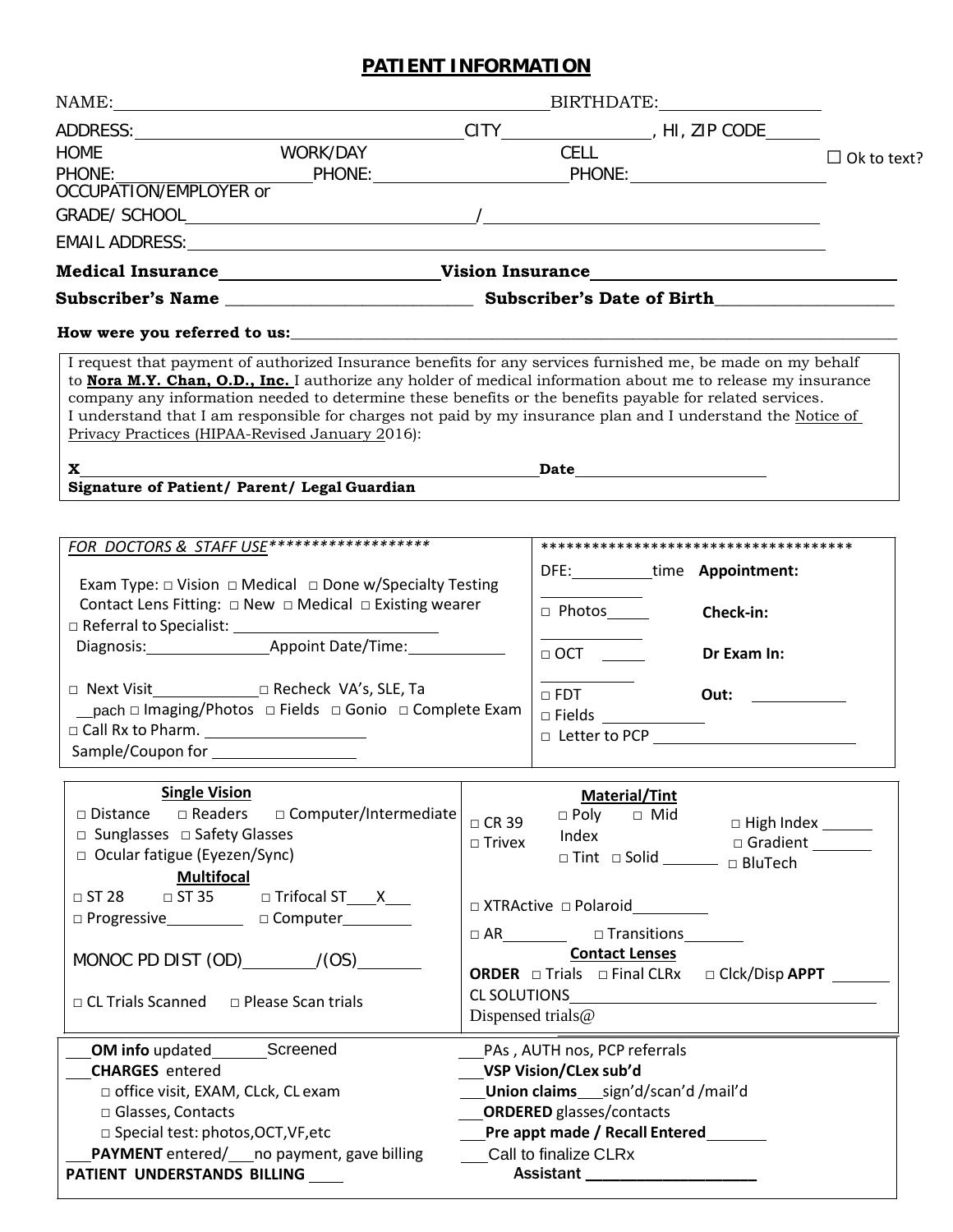# PATIENT INFORMATION

NAME:\_\_\_\_\_\_\_\_\_\_\_\_\_\_\_\_\_\_\_\_\_\_\_\_\_\_\_\_\_\_\_\_\_\_\_\_\_\_\_\_\_\_\_\_\_\_\_\_BIRTHDATE:\_\_\_\_\_\_\_\_\_\_\_\_\_\_\_\_\_\_

ADDRESS:\_\_\_\_\_\_\_\_\_\_\_\_\_\_\_\_\_\_\_\_\_\_\_\_\_\_\_\_\_\_\_\_\_\_\_\_\_\_CITY\_\_\_\_\_\_\_\_\_\_\_\_\_\_\_\_\_, HI, ZIP CODE\_\_\_\_\_\_

HOME PHONE:\_\_\_\_\_\_\_\_\_\_\_\_\_\_\_\_\_\_\_\_\_\_ WORK/DAY PHONE:\_\_\_\_\_\_\_\_\_\_\_\_\_\_\_\_\_\_\_\_\_\_ CELL PHONE:\_\_\_\_\_\_\_\_\_\_\_\_\_\_\_\_\_\_\_\_\_\_ ☐ Ok to text?

OCCUPATION/EMPLOYER or GRADE/ SCHOOL\_\_\_\_\_\_\_\_\_\_\_\_\_\_\_\_\_\_\_\_\_\_\_\_\_\_\_\_\_\_\_\_/\_\_\_\_\_\_\_\_\_\_\_\_\_\_\_\_\_\_\_\_\_\_\_\_\_\_\_\_\_\_\_\_\_\_\_\_

EMAIL ADDRESS:\_\_\_\_\_\_\_\_\_\_\_\_\_\_\_\_\_\_\_\_\_\_\_\_\_\_\_\_\_\_\_\_\_\_\_\_\_\_\_\_\_\_\_\_\_\_\_\_\_\_\_\_\_\_\_\_\_\_\_\_\_\_\_\_\_\_\_\_\_\_\_\_

**Medical Insurance**\_\_\_\_\_\_\_\_\_\_\_\_\_\_\_\_\_\_\_\_\_\_\_\_\_\_\_\_**Vision Insurance**\_\_\_\_\_\_\_\_\_\_\_\_\_\_\_\_\_\_\_\_\_\_\_\_\_\_\_\_\_\_\_\_\_\_\_\_

**Subscriber's Name** \_\_\_\_\_\_\_\_\_\_\_\_\_\_\_\_\_\_\_\_\_\_\_\_\_\_\_\_\_\_\_\_\_ **Subscriber's Date of Birth**\_\_\_\_\_\_\_\_\_\_\_\_\_\_\_\_\_\_\_\_\_\_\_\_\_

**How were you referred to us:**\_\_\_\_\_\_\_\_\_\_\_\_\_\_\_\_\_\_\_\_\_\_\_\_\_\_\_\_\_\_\_\_\_\_\_\_\_\_\_\_\_\_\_\_\_\_\_\_\_\_\_\_\_\_\_\_\_\_\_\_\_\_\_\_\_\_\_\_\_\_\_\_\_\_\_\_\_\_\_\_

I request that payment of authorized Insurance benefits for any services furnished me, be made on my behalf to **Nora M.Y. Chan, O.D., Inc.** I authorize any holder of medical information about me to release my insurance company any information needed to determine these benefits or the benefits payable for related services. I understand that I am responsible for charges not paid by my insurance plan and I understand the Notice of Privacy Practices (HIPAA-Revised January 2016):

**X**\_\_\_\_\_\_\_\_\_\_\_\_\_\_\_\_\_\_\_\_\_\_\_\_\_\_\_\_\_\_\_\_\_\_\_\_\_\_\_\_\_\_\_\_\_\_\_\_\_\_\_\_\_\_\_\_\_\_\_\_\_\_**Date**\_\_\_\_\_\_\_\_\_\_\_\_\_\_\_\_\_\_\_\_\_\_\_\_\_\_\_

**Signature of Patient/ Parent/ Legal Guardian**

*FOR DOCTORS & STAFF USE*\*\*\*\*\*\*\*\*\*\*\*\*\*\*\*\*\*\*\*

Exam Type: □ Vision □ Medical □ Done w/Specialty Testing

Contact Lens Fitting: □ New □ Medical □ Existing wearer

□ Referral to Specialist: \_\_\_\_\_\_\_\_\_\_\_\_\_\_\_\_\_\_\_\_\_\_\_\_\_\_\_

Diagnosis:\_\_\_\_\_\_\_\_\_\_\_\_\_\_\_\_Appoint Date/Time:\_\_\_\_\_\_\_\_\_\_\_\_\_

□ Next Visit\_\_\_\_\_\_\_\_\_\_\_\_\_\_□ Recheck VA's, SLE, Ta

\_\_pach □ Imaging/Photos □ Fields □ Gonio □ Complete Exam

□ Call Rx to Pharm. \_\_\_\_\_\_\_\_\_\_\_\_\_\_\_\_\_\_\_\_\_

Sample/Coupon for \_\_\_\_\_\_\_\_\_\_\_\_\_\_\_\_\_\_\_

\*\*\*\*\*\*\*\*\*\*\*\*\*\*\*\*\*\*\*\*\*\*\*\*\*\*\*\*\*\*\*\*\*\*\*\*\*\*\*

DFE:\_\_\_\_\_\_\_\_\_\_\_time **Appointment:** \_\_\_\_\_\_\_\_\_\_\_\_\_

□ Photos\_\_\_\_\_ **Check-in:** \_\_\_\_\_\_\_\_\_\_\_\_\_

□ OCT \_\_\_\_\_ **Dr Exam In:** \_\_\_\_\_\_\_\_\_\_\_\_

□ FDT **Out:** \_\_\_\_\_\_\_\_\_\_\_\_

□ Fields \_\_\_\_\_\_\_\_\_\_\_\_\_

□ Letter to PCP \_\_\_\_\_\_\_\_\_\_\_\_\_\_\_\_\_\_\_\_\_\_\_\_\_\_

**Single Vision**

□ Distance □ Readers □ Computer/Intermediate

□ Sunglasses □ Safety Glasses

□ Ocular fatigue (Eyezen/Sync)

**Multifocal**

□ ST 28 □ ST 35 □ Trifocal ST\_\_\_\_X\_\_\_

□ Progressive\_\_\_\_\_\_\_\_\_\_ □ Computer\_\_\_\_\_\_\_\_\_

MONOC PD DIST (OD)\_\_\_\_\_\_\_\_\_/(OS)\_\_\_\_\_\_\_\_

□ CL Trials Scanned □ Please Scan trials

**Material/Tint**

□ CR 39 □ Trivex □ Poly □ Mid Index □ High Index \_\_\_\_\_\_ □ Gradient \_\_\_\_\_\_\_ □ BluTech

□ Tint □ Solid \_\_\_\_\_\_\_

□ XTRActive □ Polaroid\_\_\_\_\_\_\_\_\_

□ AR\_\_\_\_\_\_\_\_ □ Transitions\_\_\_\_\_\_\_\_

**Contact Lenses**

**ORDER** □ Trials □ Final CLRx □ Clck/Disp **APPT** \_\_\_\_\_\_\_

CL SOLUTIONS\_\_\_\_\_\_\_\_\_\_\_\_\_\_\_\_\_\_\_\_\_\_\_\_\_\_\_\_\_\_\_\_\_\_\_\_\_\_\_\_\_

Dispensed trials@

\_\_\_**OM info** updated\_\_\_\_\_\_Screened

\_\_\_**CHARGES** entered

- □ office visit, EXAM, CLck, CL exam
- □ Glasses, Contacts
- □ Special test: photos,OCT,VF,etc

\_\_\_**PAYMENT** entered/\_\_\_no payment, gave billing

**PATIENT UNDERSTANDS BILLING** \_\_\_\_

\_\_\_PAs , AUTH nos, PCP referrals

\_\_\_**VSP Vision/CLex sub'd**

\_\_\_**Union claims**\_\_\_sign'd/scan'd /mail'd

\_\_\_**ORDERED** glasses/contacts

\_\_\_**Pre appt made / Recall Entered**\_\_\_\_\_\_\_

\_\_\_Call to finalize CLRx

**Assistant \_\_\_\_\_\_\_\_\_\_\_\_\_\_\_\_\_\_\_\_**